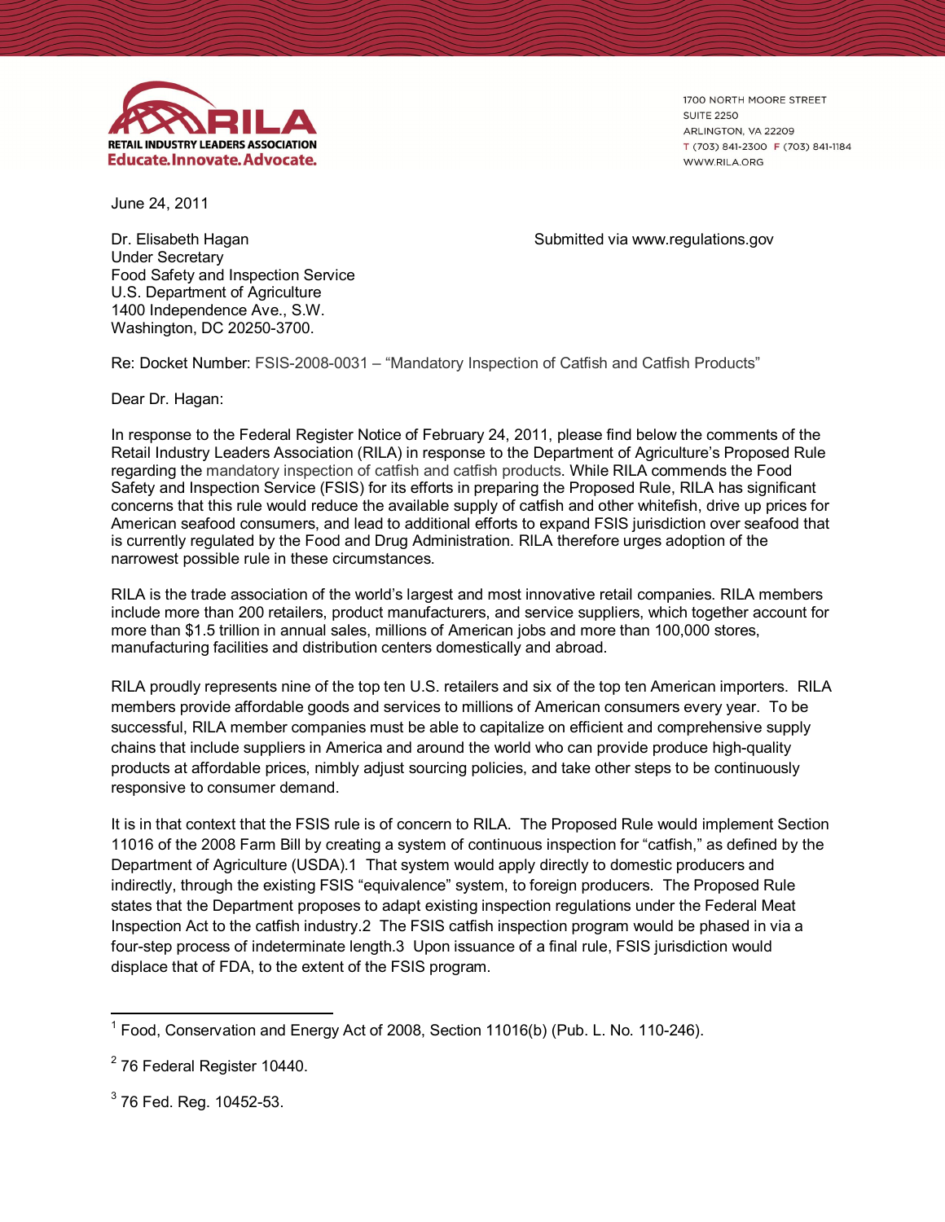RETAIL INDUSTRY LEADERS ASSOCIATION
Educate.Innovate.Advocate.

1700 NORTH MOORE STREET
SUITE 2250
ARLINGTON, VA 22209
T (703) 841-2300 F (703) 841-1184
WWW.RILA.ORG

June 24, 2011

Dr. Elisabeth Hagan
Under Secretary
Food Safety and Inspection Service
U.S. Department of Agriculture
1400 Independence Ave., S.W.
Washington, DC 20250-3700.

Submitted via www.regulations.gov

Re: Docket Number: FSIS-2008-0031 – "Mandatory Inspection of Catfish and Catfish Products"

Dear Dr. Hagan:

In response to the Federal Register Notice of February 24, 2011, please find below the comments of the Retail Industry Leaders Association (RILA) in response to the Department of Agriculture's Proposed Rule regarding the mandatory inspection of catfish and catfish products. While RILA commends the Food Safety and Inspection Service (FSIS) for its efforts in preparing the Proposed Rule, RILA has significant concerns that this rule would reduce the available supply of catfish and other whitefish, drive up prices for American seafood consumers, and lead to additional efforts to expand FSIS jurisdiction over seafood that is currently regulated by the Food and Drug Administration. RILA therefore urges adoption of the narrowest possible rule in these circumstances.

RILA is the trade association of the world's largest and most innovative retail companies. RILA members include more than 200 retailers, product manufacturers, and service suppliers, which together account for more than $1.5 trillion in annual sales, millions of American jobs and more than 100,000 stores, manufacturing facilities and distribution centers domestically and abroad.

RILA proudly represents nine of the top ten U.S. retailers and six of the top ten American importers. RILA members provide affordable goods and services to millions of American consumers every year. To be successful, RILA member companies must be able to capitalize on efficient and comprehensive supply chains that include suppliers in America and around the world who can provide produce high-quality products at affordable prices, nimbly adjust sourcing policies, and take other steps to be continuously responsive to consumer demand.

It is in that context that the FSIS rule is of concern to RILA. The Proposed Rule would implement Section 11016 of the 2008 Farm Bill by creating a system of continuous inspection for "catfish," as defined by the Department of Agriculture (USDA).[1] That system would apply directly to domestic producers and indirectly, through the existing FSIS "equivalence" system, to foreign producers. The Proposed Rule states that the Department proposes to adapt existing inspection regulations under the Federal Meat Inspection Act to the catfish industry.[2] The FSIS catfish inspection program would be phased in via a four-step process of indeterminate length.[3] Upon issuance of a final rule, FSIS jurisdiction would displace that of FDA, to the extent of the FSIS program.

---

[1] Food, Conservation and Energy Act of 2008, Section 11016(b) (Pub. L. No. 110-246).

[2] 76 Federal Register 10440.

[3] 76 Fed. Reg. 10452-53.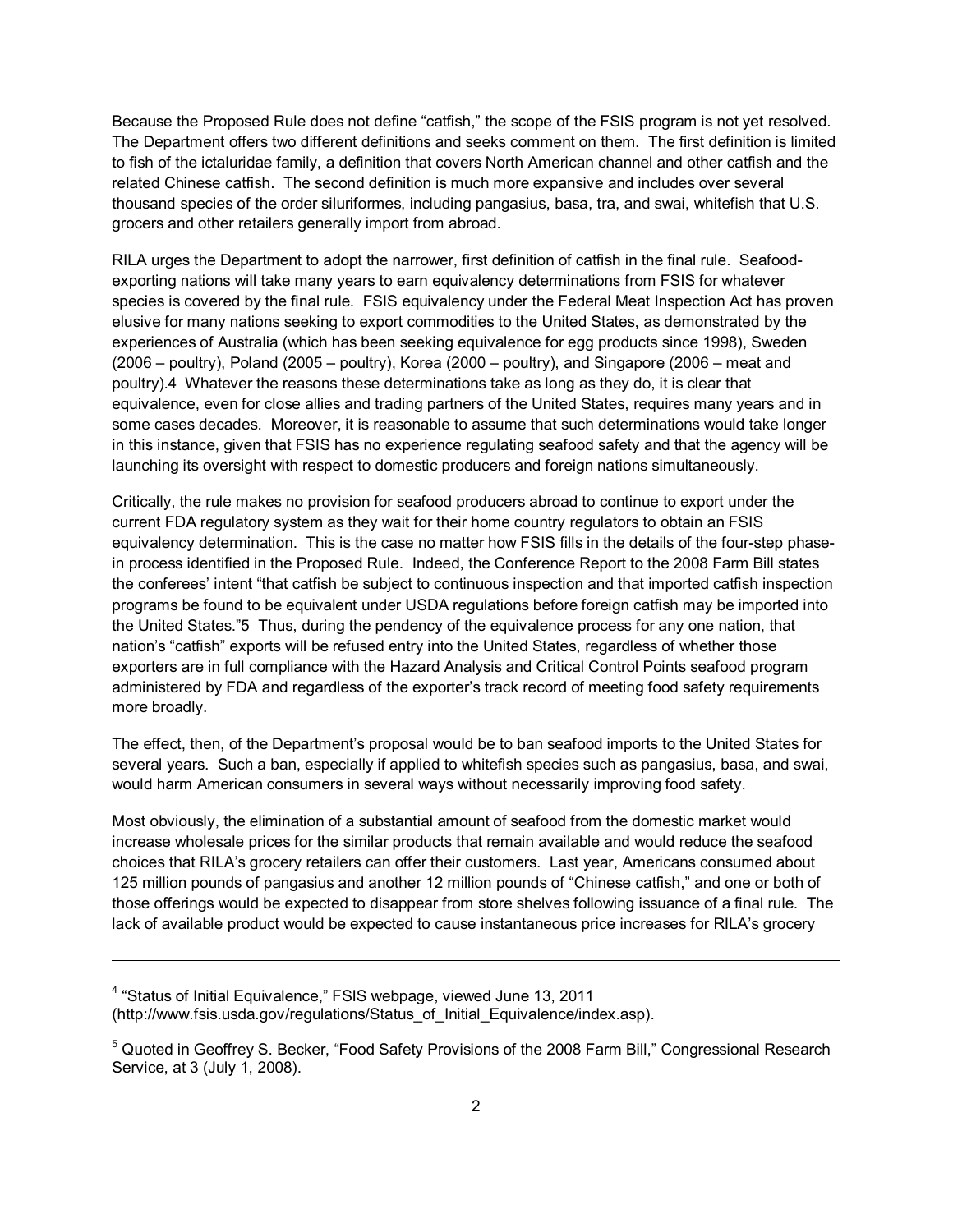Because the Proposed Rule does not define "catfish," the scope of the FSIS program is not yet resolved. The Department offers two different definitions and seeks comment on them. The first definition is limited to fish of the ictaluridae family, a definition that covers North American channel and other catfish and the related Chinese catfish. The second definition is much more expansive and includes over several thousand species of the order siluriformes, including pangasius, basa, tra, and swai, whitefish that U.S. grocers and other retailers generally import from abroad.

RILA urges the Department to adopt the narrower, first definition of catfish in the final rule. Seafood-exporting nations will take many years to earn equivalency determinations from FSIS for whatever species is covered by the final rule. FSIS equivalency under the Federal Meat Inspection Act has proven elusive for many nations seeking to export commodities to the United States, as demonstrated by the experiences of Australia (which has been seeking equivalence for egg products since 1998), Sweden (2006 – poultry), Poland (2005 – poultry), Korea (2000 – poultry), and Singapore (2006 – meat and poultry).[4] Whatever the reasons these determinations take as long as they do, it is clear that equivalence, even for close allies and trading partners of the United States, requires many years and in some cases decades. Moreover, it is reasonable to assume that such determinations would take longer in this instance, given that FSIS has no experience regulating seafood safety and that the agency will be launching its oversight with respect to domestic producers and foreign nations simultaneously.

Critically, the rule makes no provision for seafood producers abroad to continue to export under the current FDA regulatory system as they wait for their home country regulators to obtain an FSIS equivalency determination. This is the case no matter how FSIS fills in the details of the four-step phase-in process identified in the Proposed Rule. Indeed, the Conference Report to the 2008 Farm Bill states the conferees' intent "that catfish be subject to continuous inspection and that imported catfish inspection programs be found to be equivalent under USDA regulations before foreign catfish may be imported into the United States."[5] Thus, during the pendency of the equivalence process for any one nation, that nation's "catfish" exports will be refused entry into the United States, regardless of whether those exporters are in full compliance with the Hazard Analysis and Critical Control Points seafood program administered by FDA and regardless of the exporter's track record of meeting food safety requirements more broadly.

The effect, then, of the Department's proposal would be to ban seafood imports to the United States for several years. Such a ban, especially if applied to whitefish species such as pangasius, basa, and swai, would harm American consumers in several ways without necessarily improving food safety.

Most obviously, the elimination of a substantial amount of seafood from the domestic market would increase wholesale prices for the similar products that remain available and would reduce the seafood choices that RILA's grocery retailers can offer their customers. Last year, Americans consumed about 125 million pounds of pangasius and another 12 million pounds of "Chinese catfish," and one or both of those offerings would be expected to disappear from store shelves following issuance of a final rule. The lack of available product would be expected to cause instantaneous price increases for RILA's grocery

---

[4] "Status of Initial Equivalence," FSIS webpage, viewed June 13, 2011 (http://www.fsis.usda.gov/regulations/Status_of_Initial_Equivalence/index.asp).

[5] Quoted in Geoffrey S. Becker, "Food Safety Provisions of the 2008 Farm Bill," Congressional Research Service, at 3 (July 1, 2008).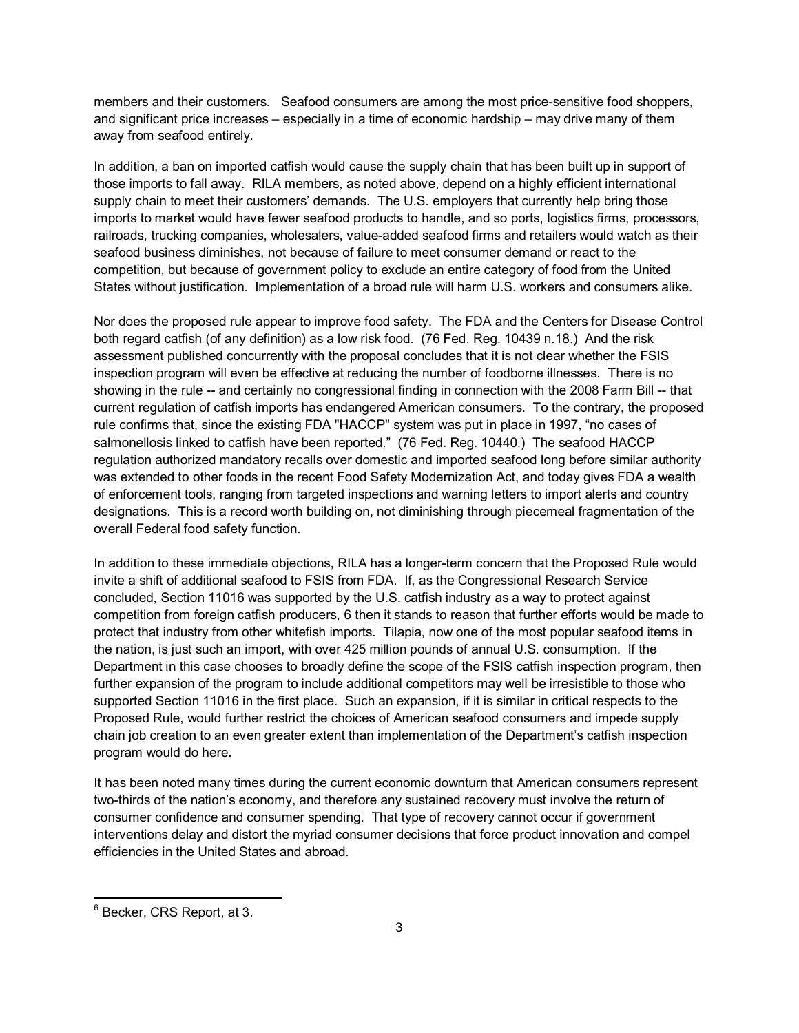members and their customers. Seafood consumers are among the most price-sensitive food shoppers, and significant price increases – especially in a time of economic hardship – may drive many of them away from seafood entirely.

In addition, a ban on imported catfish would cause the supply chain that has been built up in support of those imports to fall away. RILA members, as noted above, depend on a highly efficient international supply chain to meet their customers' demands. The U.S. employers that currently help bring those imports to market would have fewer seafood products to handle, and so ports, logistics firms, processors, railroads, trucking companies, wholesalers, value-added seafood firms and retailers would watch as their seafood business diminishes, not because of failure to meet consumer demand or react to the competition, but because of government policy to exclude an entire category of food from the United States without justification. Implementation of a broad rule will harm U.S. workers and consumers alike.

Nor does the proposed rule appear to improve food safety. The FDA and the Centers for Disease Control both regard catfish (of any definition) as a low risk food. (76 Fed. Reg. 10439 n.18.) And the risk assessment published concurrently with the proposal concludes that it is not clear whether the FSIS inspection program will even be effective at reducing the number of foodborne illnesses. There is no showing in the rule -- and certainly no congressional finding in connection with the 2008 Farm Bill -- that current regulation of catfish imports has endangered American consumers. To the contrary, the proposed rule confirms that, since the existing FDA "HACCP" system was put in place in 1997, "no cases of salmonellosis linked to catfish have been reported." (76 Fed. Reg. 10440.) The seafood HACCP regulation authorized mandatory recalls over domestic and imported seafood long before similar authority was extended to other foods in the recent Food Safety Modernization Act, and today gives FDA a wealth of enforcement tools, ranging from targeted inspections and warning letters to import alerts and country designations. This is a record worth building on, not diminishing through piecemeal fragmentation of the overall Federal food safety function.

In addition to these immediate objections, RILA has a longer-term concern that the Proposed Rule would invite a shift of additional seafood to FSIS from FDA. If, as the Congressional Research Service concluded, Section 11016 was supported by the U.S. catfish industry as a way to protect against competition from foreign catfish producers, [6] then it stands to reason that further efforts would be made to protect that industry from other whitefish imports. Tilapia, now one of the most popular seafood items in the nation, is just such an import, with over 425 million pounds of annual U.S. consumption. If the Department in this case chooses to broadly define the scope of the FSIS catfish inspection program, then further expansion of the program to include additional competitors may well be irresistible to those who supported Section 11016 in the first place. Such an expansion, if it is similar in critical respects to the Proposed Rule, would further restrict the choices of American seafood consumers and impede supply chain job creation to an even greater extent than implementation of the Department's catfish inspection program would do here.

It has been noted many times during the current economic downturn that American consumers represent two-thirds of the nation's economy, and therefore any sustained recovery must involve the return of consumer confidence and consumer spending. That type of recovery cannot occur if government interventions delay and distort the myriad consumer decisions that force product innovation and compel efficiencies in the United States and abroad.

---

[6] Becker, CRS Report, at 3.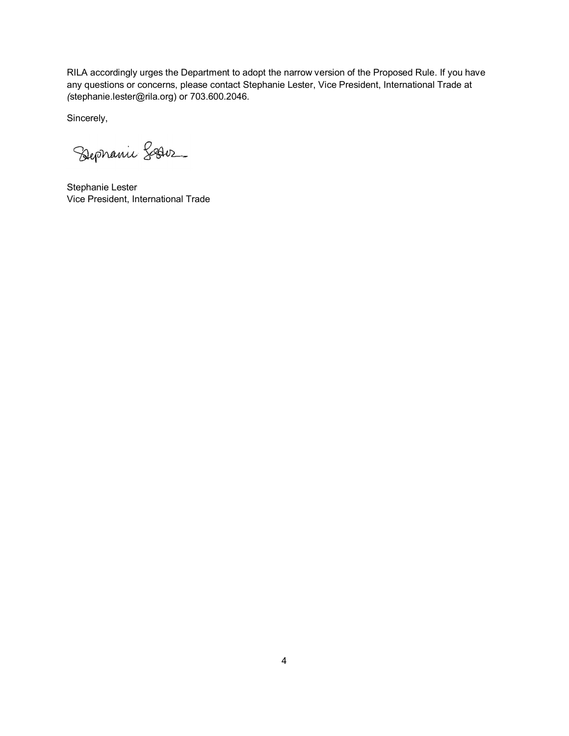RILA accordingly urges the Department to adopt the narrow version of the Proposed Rule. If you have any questions or concerns, please contact Stephanie Lester, Vice President, International Trade at (stephanie.lester@rila.org) or 703.600.2046.

Sincerely,

Stephanie Lester
Vice President, International Trade